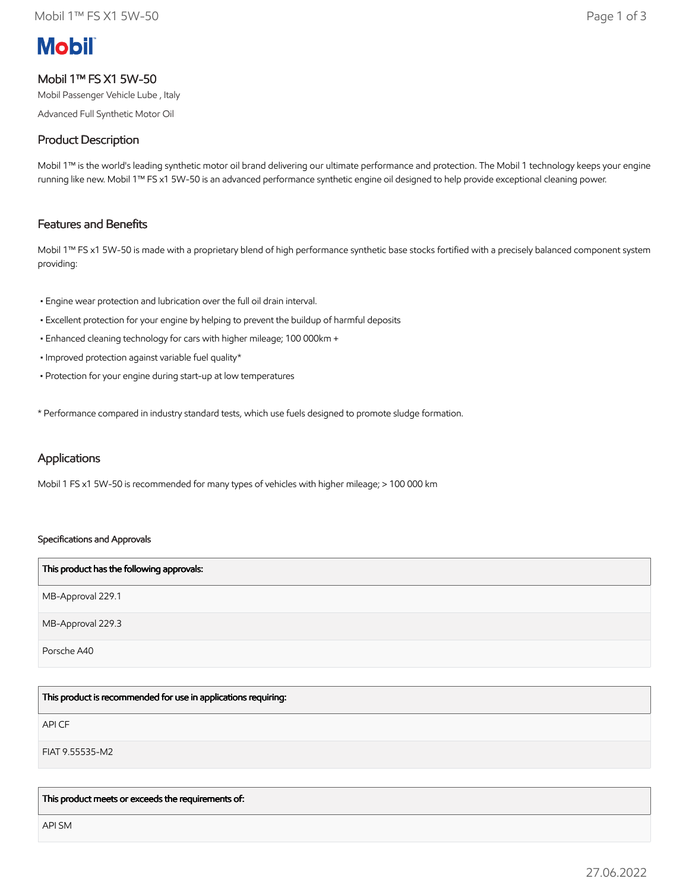# Mobil 1™ FS X1 5W-50

Mobil Passenger Vehicle Lube , Italy

Advanced Full Synthetic Motor Oil

## Product Description

Mobil 1™ is the world's leading synthetic motor oil brand delivering our ultimate performance and protection. The Mobil 1 technology keeps your engine running like new. Mobil 1™ FS x1 5W-50 is an advanced performance synthetic engine oil designed to help provide exceptional cleaning power.

## Features and Benefits

Mobil 1™ FS x1 5W-50 is made with a proprietary blend of high performance synthetic base stocks fortified with a precisely balanced component system providing:

- Engine wear protection and lubrication over the full oil drain interval.
- Excellent protection for your engine by helping to prevent the buildup of harmful deposits
- Enhanced cleaning technology for cars with higher mileage; 100 000km +
- Improved protection against variable fuel quality*
- Protection for your engine during start-up at low temperatures

* Performance compared in industry standard tests, which use fuels designed to promote sludge formation.

## Applications

Mobil 1 FS x1 5W-50 is recommended for many types of vehicles with higher mileage; > 100 000 km

### Specifications and Approvals

| This product has the following approvals: |
| --- |
| MB-Approval 229.1 |
| MB-Approval 229.3 |
| Porsche A40 |

| This product is recommended for use in applications requiring: |
| --- |
| API CF |
| FIAT 9.55535-M2 |

| This product meets or exceeds the requirements of: |
| --- |
| API SM |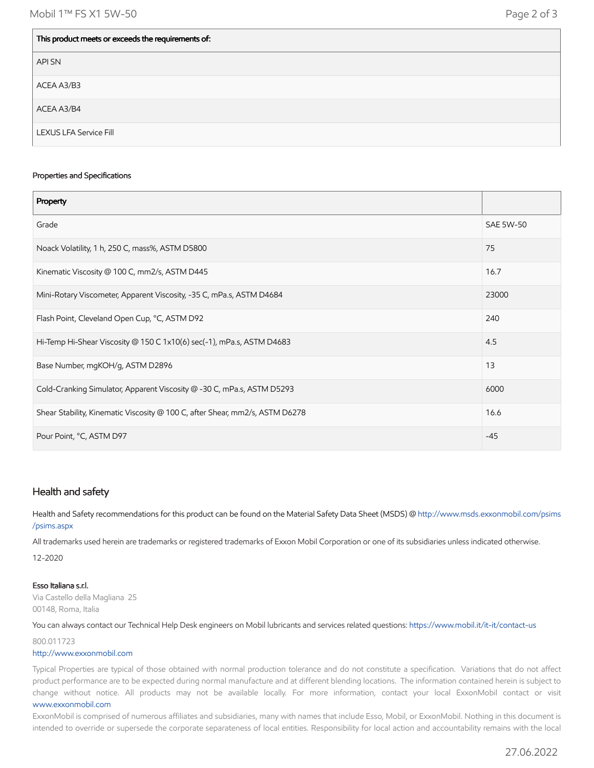| This product meets or exceeds the requirements of: |
| --- |
| API SN |
| ACEA A3/B3 |
| ACEA A3/B4 |
| LEXUS LFA Service Fill |

Properties and Specifications

| Property | |
| --- | --- |
| Grade | SAE 5W-50 |
| Noack Volatility, 1 h, 250 C, mass%, ASTM D5800 | 75 |
| Kinematic Viscosity @ 100 C, mm2/s, ASTM D445 | 16.7 |
| Mini-Rotary Viscometer, Apparent Viscosity, -35 C, mPa.s, ASTM D4684 | 23000 |
| Flash Point, Cleveland Open Cup, °C, ASTM D92 | 240 |
| Hi-Temp Hi-Shear Viscosity @ 150 C 1x10(6) sec(-1), mPa.s, ASTM D4683 | 4.5 |
| Base Number, mgKOH/g, ASTM D2896 | 13 |
| Cold-Cranking Simulator, Apparent Viscosity @ -30 C, mPa.s, ASTM D5293 | 6000 |
| Shear Stability, Kinematic Viscosity @ 100 C, after Shear, mm2/s, ASTM D6278 | 16.6 |
| Pour Point, °C, ASTM D97 | -45 |

## Health and safety

Health and Safety recommendations for this product can be found on the Material Safety Data Sheet (MSDS) @ http://www.msds.exxonmobil.com/psims/psims.aspx

All trademarks used herein are trademarks or registered trademarks of Exxon Mobil Corporation or one of its subsidiaries unless indicated otherwise.

12-2020

**Esso Italiana s.r.l.**
Via Castello della Magliana 25
00148, Roma, Italia

You can always contact our Technical Help Desk engineers on Mobil lubricants and services related questions: https://www.mobil.it/it-it/contact-us

800.011723
http://www.exxonmobil.com

Typical Properties are typical of those obtained with normal production tolerance and do not constitute a specification. Variations that do not affect product performance are to be expected during normal manufacture and at different blending locations. The information contained herein is subject to change without notice. All products may not be available locally. For more information, contact your local ExxonMobil contact or visit www.exxonmobil.com

ExxonMobil is comprised of numerous affiliates and subsidiaries, many with names that include Esso, Mobil, or ExxonMobil. Nothing in this document is intended to override or supersede the corporate separateness of local entities. Responsibility for local action and accountability remains with the local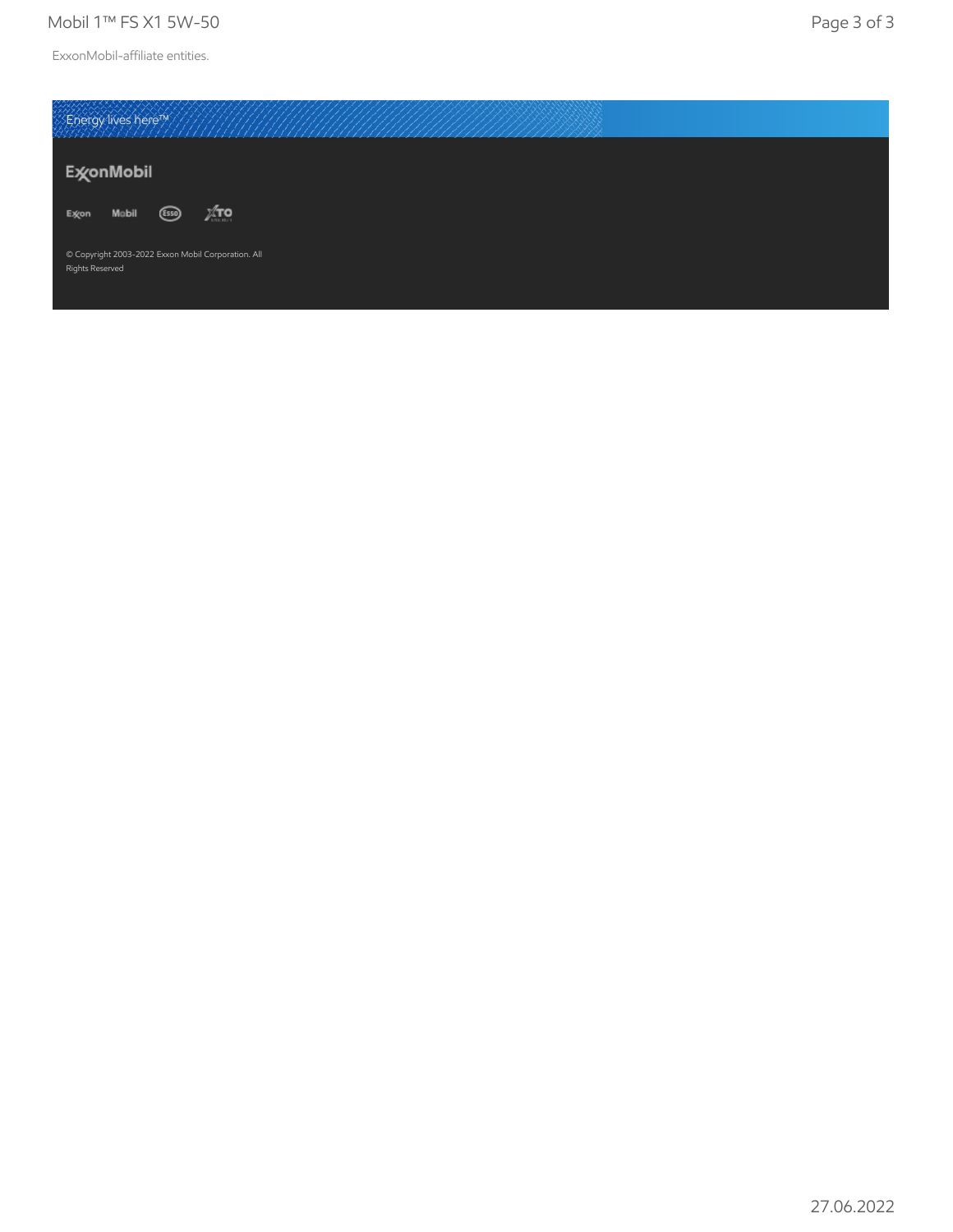ExxonMobil-affiliate entities.

Energy lives here™

ExxonMobil

Exxon Mobil Esso XTO

© Copyright 2003-2022 Exxon Mobil Corporation. All Rights Reserved